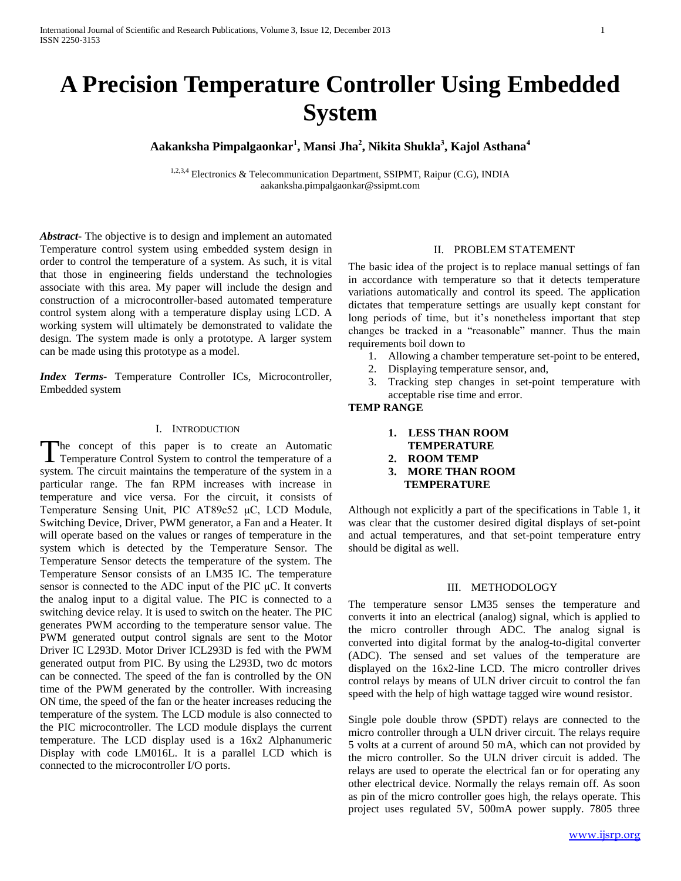# A Precision Temperature Controller Using Embedded System

**Aakanksha Pimpalgaonkar[1], Mansi Jha[2], Nikita Shukla[3], Kajol Asthana[4]**

[1,2,3,4] Electronics & Telecommunication Department, SSIPMT, Raipur (C.G), INDIA
aakanksha.pimpalgaonkar@ssipmt.com

***Abstract-*** The objective is to design and implement an automated Temperature control system using embedded system design in order to control the temperature of a system. As such, it is vital that those in engineering fields understand the technologies associate with this area. My paper will include the design and construction of a microcontroller-based automated temperature control system along with a temperature display using LCD. A working system will ultimately be demonstrated to validate the design. The system made is only a prototype. A larger system can be made using this prototype as a model.

***Index Terms-*** Temperature Controller ICs, Microcontroller, Embedded system

## I. INTRODUCTION

The concept of this paper is to create an Automatic Temperature Control System to control the temperature of a system. The circuit maintains the temperature of the system in a particular range. The fan RPM increases with increase in temperature and vice versa. For the circuit, it consists of Temperature Sensing Unit, PIC AT89c52 μC, LCD Module, Switching Device, Driver, PWM generator, a Fan and a Heater. It will operate based on the values or ranges of temperature in the system which is detected by the Temperature Sensor. The Temperature Sensor detects the temperature of the system. The Temperature Sensor consists of an LM35 IC. The temperature sensor is connected to the ADC input of the PIC μC. It converts the analog input to a digital value. The PIC is connected to a switching device relay. It is used to switch on the heater. The PIC generates PWM according to the temperature sensor value. The PWM generated output control signals are sent to the Motor Driver IC L293D. Motor Driver ICL293D is fed with the PWM generated output from PIC. By using the L293D, two dc motors can be connected. The speed of the fan is controlled by the ON time of the PWM generated by the controller. With increasing ON time, the speed of the fan or the heater increases reducing the temperature of the system. The LCD module is also connected to the PIC microcontroller. The LCD module displays the current temperature. The LCD display used is a 16x2 Alphanumeric Display with code LM016L. It is a parallel LCD which is connected to the microcontroller I/O ports.

## II. PROBLEM STATEMENT

The basic idea of the project is to replace manual settings of fan in accordance with temperature so that it detects temperature variations automatically and control its speed. The application dictates that temperature settings are usually kept constant for long periods of time, but it's nonetheless important that step changes be tracked in a "reasonable" manner. Thus the main requirements boil down to

1. Allowing a chamber temperature set-point to be entered,
2. Displaying temperature sensor, and,
3. Tracking step changes in set-point temperature with acceptable rise time and error.

**TEMP RANGE**

1. **LESS THAN ROOM TEMPERATURE**
2. **ROOM TEMP**
3. **MORE THAN ROOM TEMPERATURE**

Although not explicitly a part of the specifications in Table 1, it was clear that the customer desired digital displays of set-point and actual temperatures, and that set-point temperature entry should be digital as well.

## III. METHODOLOGY

The temperature sensor LM35 senses the temperature and converts it into an electrical (analog) signal, which is applied to the micro controller through ADC. The analog signal is converted into digital format by the analog-to-digital converter (ADC). The sensed and set values of the temperature are displayed on the 16x2-line LCD. The micro controller drives control relays by means of ULN driver circuit to control the fan speed with the help of high wattage tagged wire wound resistor.

Single pole double throw (SPDT) relays are connected to the micro controller through a ULN driver circuit. The relays require 5 volts at a current of around 50 mA, which can not provided by the micro controller. So the ULN driver circuit is added. The relays are used to operate the electrical fan or for operating any other electrical device. Normally the relays remain off. As soon as pin of the micro controller goes high, the relays operate. This project uses regulated 5V, 500mA power supply. 7805 three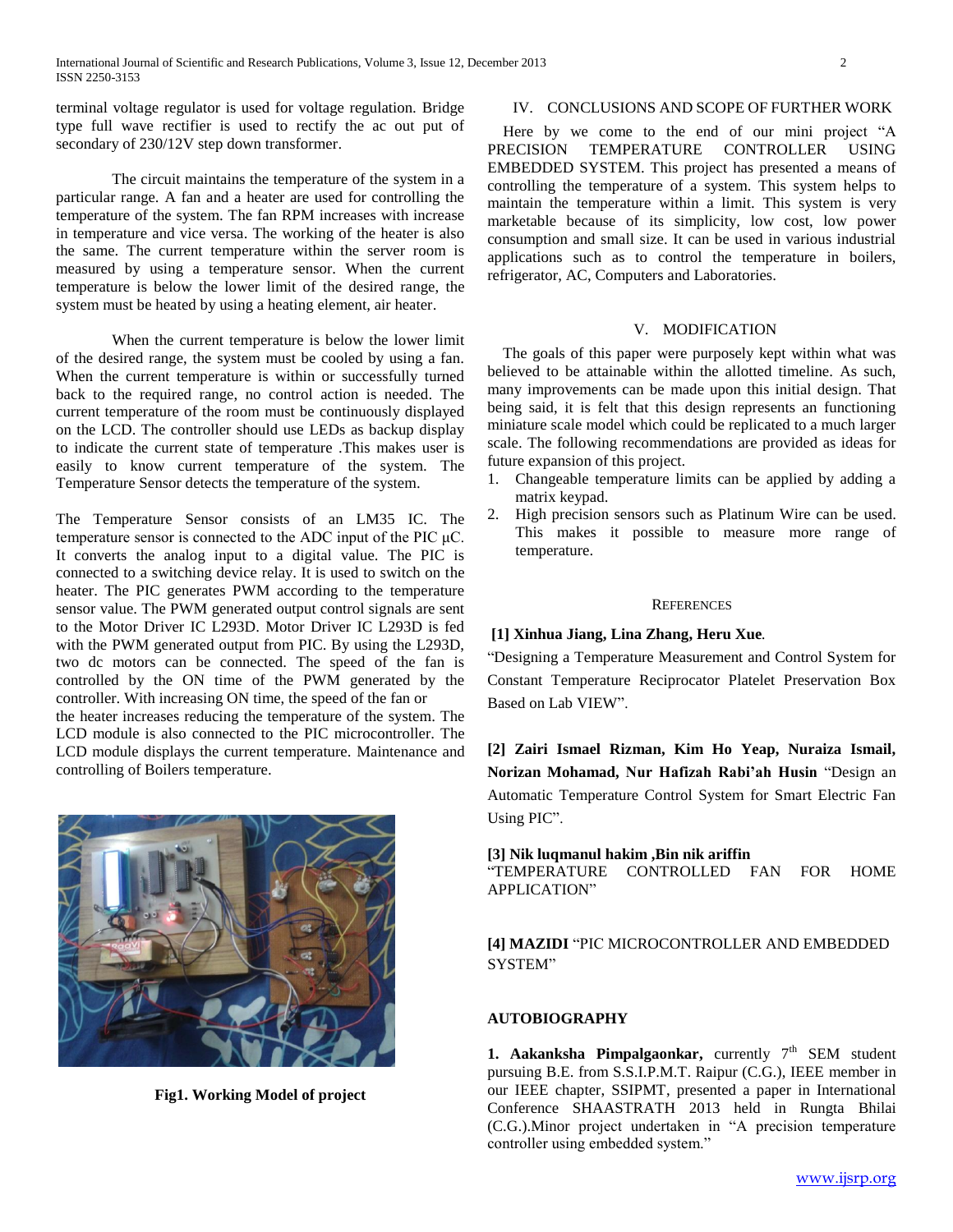terminal voltage regulator is used for voltage regulation. Bridge type full wave rectifier is used to rectify the ac out put of secondary of 230/12V step down transformer.

The circuit maintains the temperature of the system in a particular range. A fan and a heater are used for controlling the temperature of the system. The fan RPM increases with increase in temperature and vice versa. The working of the heater is also the same. The current temperature within the server room is measured by using a temperature sensor. When the current temperature is below the lower limit of the desired range, the system must be heated by using a heating element, air heater.

When the current temperature is below the lower limit of the desired range, the system must be cooled by using a fan. When the current temperature is within or successfully turned back to the required range, no control action is needed. The current temperature of the room must be continuously displayed on the LCD. The controller should use LEDs as backup display to indicate the current state of temperature .This makes user is easily to know current temperature of the system. The Temperature Sensor detects the temperature of the system.

The Temperature Sensor consists of an LM35 IC. The temperature sensor is connected to the ADC input of the PIC µC. It converts the analog input to a digital value. The PIC is connected to a switching device relay. It is used to switch on the heater. The PIC generates PWM according to the temperature sensor value. The PWM generated output control signals are sent to the Motor Driver IC L293D. Motor Driver IC L293D is fed with the PWM generated output from PIC. By using the L293D, two dc motors can be connected. The speed of the fan is controlled by the ON time of the PWM generated by the controller. With increasing ON time, the speed of the fan or the heater increases reducing the temperature of the system. The LCD module is also connected to the PIC microcontroller. The LCD module displays the current temperature. Maintenance and controlling of Boilers temperature.

**Fig1. Working Model of project**

## IV. CONCLUSIONS AND SCOPE OF FURTHER WORK

Here by we come to the end of our mini project "A PRECISION TEMPERATURE CONTROLLER USING EMBEDDED SYSTEM. This project has presented a means of controlling the temperature of a system. This system helps to maintain the temperature within a limit. This system is very marketable because of its simplicity, low cost, low power consumption and small size. It can be used in various industrial applications such as to control the temperature in boilers, refrigerator, AC, Computers and Laboratories.

## V. MODIFICATION

The goals of this paper were purposely kept within what was believed to be attainable within the allotted timeline. As such, many improvements can be made upon this initial design. That being said, it is felt that this design represents an functioning miniature scale model which could be replicated to a much larger scale. The following recommendations are provided as ideas for future expansion of this project.

1. Changeable temperature limits can be applied by adding a matrix keypad.
2. High precision sensors such as Platinum Wire can be used. This makes it possible to measure more range of temperature.

## REFERENCES

**[1] Xinhua Jiang, Lina Zhang, Heru Xue**. "Designing a Temperature Measurement and Control System for Constant Temperature Reciprocator Platelet Preservation Box Based on Lab VIEW".

**[2] Zairi Ismael Rizman, Kim Ho Yeap, Nuraiza Ismail, Norizan Mohamad, Nur Hafizah Rabi'ah Husin** "Design an Automatic Temperature Control System for Smart Electric Fan Using PIC".

**[3] Nik luqmanul hakim ,Bin nik ariffin** "TEMPERATURE CONTROLLED FAN FOR HOME APPLICATION"

**[4] MAZIDI** "PIC MICROCONTROLLER AND EMBEDDED SYSTEM"

**AUTOBIOGRAPHY**

**1. Aakanksha Pimpalgaonkar,** currently 7th SEM student pursuing B.E. from S.S.I.P.M.T. Raipur (C.G.), IEEE member in our IEEE chapter, SSIPMT, presented a paper in International Conference SHAASTRATH 2013 held in Rungta Bhilai (C.G.).Minor project undertaken in "A precision temperature controller using embedded system."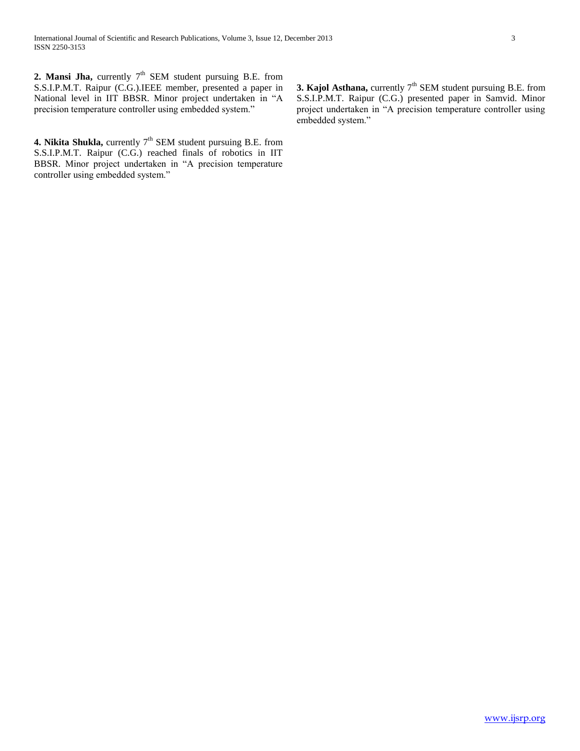**2. Mansi Jha,** currently $7^{th}$ SEM student pursuing B.E. from S.S.I.P.M.T. Raipur (C.G.).IEEE member, presented a paper in National level in IIT BBSR. Minor project undertaken in "A precision temperature controller using embedded system."

**4. Nikita Shukla,** currently $7^{th}$ SEM student pursuing B.E. from S.S.I.P.M.T. Raipur (C.G.) reached finals of robotics in IIT BBSR. Minor project undertaken in "A precision temperature controller using embedded system."

**3. Kajol Asthana,** currently $7^{th}$ SEM student pursuing B.E. from S.S.I.P.M.T. Raipur (C.G.) presented paper in Samvid. Minor project undertaken in "A precision temperature controller using embedded system."